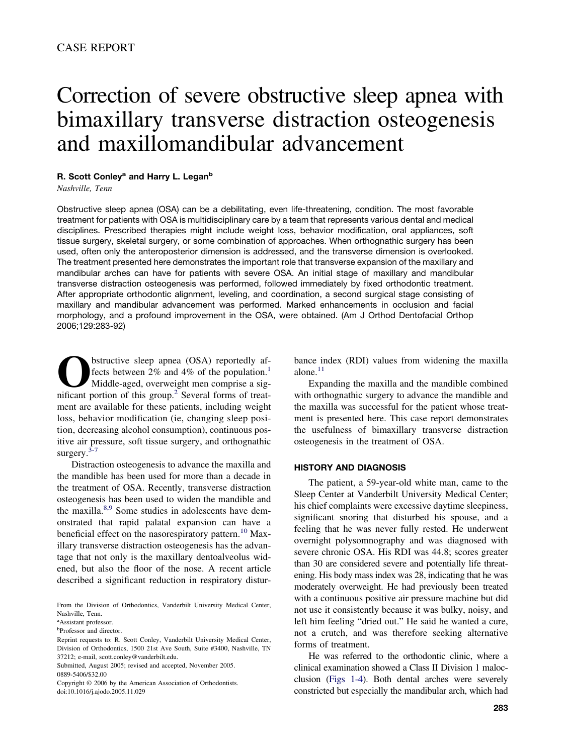CASE REPORT

# Correction of severe obstructive sleep apnea with bimaxillary transverse distraction osteogenesis and maxillomandibular advancement

**R. Scott Conley[a] and Harry L. Legan[b]**

*Nashville, Tenn*

Obstructive sleep apnea (OSA) can be a debilitating, even life-threatening, condition. The most favorable treatment for patients with OSA is multidisciplinary care by a team that represents various dental and medical disciplines. Prescribed therapies might include weight loss, behavior modification, oral appliances, soft tissue surgery, skeletal surgery, or some combination of approaches. When orthognathic surgery has been used, often only the anteroposterior dimension is addressed, and the transverse dimension is overlooked. The treatment presented here demonstrates the important role that transverse expansion of the maxillary and mandibular arches can have for patients with severe OSA. An initial stage of maxillary and mandibular transverse distraction osteogenesis was performed, followed immediately by fixed orthodontic treatment. After appropriate orthodontic alignment, leveling, and coordination, a second surgical stage consisting of maxillary and mandibular advancement was performed. Marked enhancements in occlusion and facial morphology, and a profound improvement in the OSA, were obtained. (Am J Orthod Dentofacial Orthop 2006;129:283-92)

Obstructive sleep apnea (OSA) reportedly affects between 2% and 4% of the population.[1] Middle-aged, overweight men comprise a significant portion of this group.[2] Several forms of treatment are available for these patients, including weight loss, behavior modification (ie, changing sleep position, decreasing alcohol consumption), continuous positive air pressure, soft tissue surgery, and orthognathic surgery.[3-7]

Distraction osteogenesis to advance the maxilla and the mandible has been used for more than a decade in the treatment of OSA. Recently, transverse distraction osteogenesis has been used to widen the mandible and the maxilla.[8,9] Some studies in adolescents have demonstrated that rapid palatal expansion can have a beneficial effect on the nasorespiratory pattern.[10] Maxillary transverse distraction osteogenesis has the advantage that not only is the maxillary dentoalveolus widened, but also the floor of the nose. A recent article described a significant reduction in respiratory disturbance index (RDI) values from widening the maxilla alone.[11]

Expanding the maxilla and the mandible combined with orthognathic surgery to advance the mandible and the maxilla was successful for the patient whose treatment is presented here. This case report demonstrates the usefulness of bimaxillary transverse distraction osteogenesis in the treatment of OSA.

## HISTORY AND DIAGNOSIS

The patient, a 59-year-old white man, came to the Sleep Center at Vanderbilt University Medical Center; his chief complaints were excessive daytime sleepiness, significant snoring that disturbed his spouse, and a feeling that he was never fully rested. He underwent overnight polysomnography and was diagnosed with severe chronic OSA. His RDI was 44.8; scores greater than 30 are considered severe and potentially life threatening. His body mass index was 28, indicating that he was moderately overweight. He had previously been treated with a continuous positive air pressure machine but did not use it consistently because it was bulky, noisy, and left him feeling "dried out." He said he wanted a cure, not a crutch, and was therefore seeking alternative forms of treatment.

He was referred to the orthodontic clinic, where a clinical examination showed a Class II Division 1 malocclusion (Figs 1-4). Both dental arches were severely constricted but especially the mandibular arch, which had

From the Division of Orthodontics, Vanderbilt University Medical Center, Nashville, Tenn.

[a]Assistant professor.

[b]Professor and director.

Reprint requests to: R. Scott Conley, Vanderbilt University Medical Center, Division of Orthodontics, 1500 21st Ave South, Suite #3400, Nashville, TN 37212; e-mail, scott.conley@vanderbilt.edu.

Submitted, August 2005; revised and accepted, November 2005.

0889-5406/$32.00

Copyright © 2006 by the American Association of Orthodontists.

doi:10.1016/j.ajodo.2005.11.029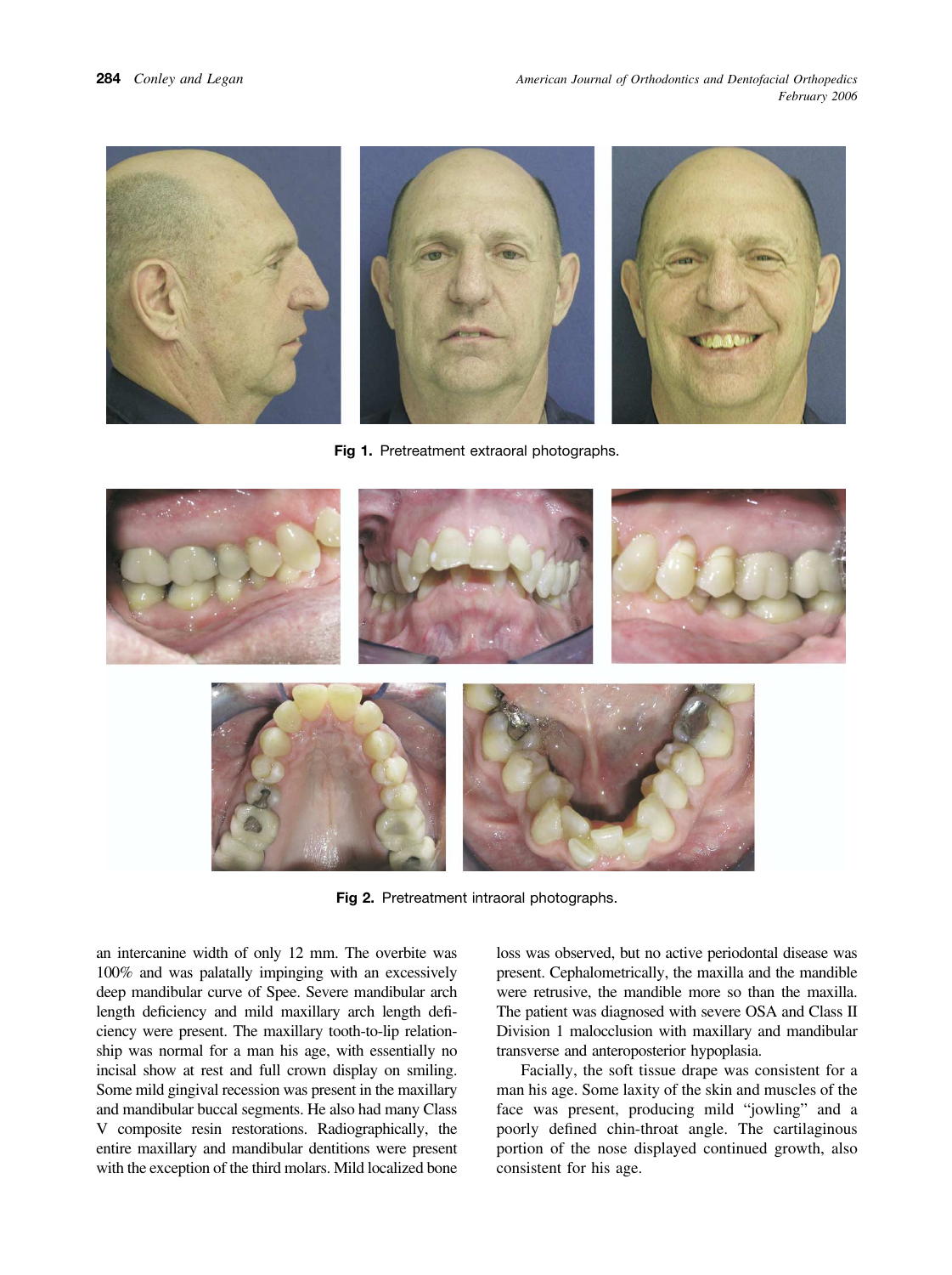Fig 1. Pretreatment extraoral photographs.

Fig 2. Pretreatment intraoral photographs.

an intercanine width of only 12 mm. The overbite was 100% and was palatally impinging with an excessively deep mandibular curve of Spee. Severe mandibular arch length deficiency and mild maxillary arch length deficiency were present. The maxillary tooth-to-lip relationship was normal for a man his age, with essentially no incisal show at rest and full crown display on smiling. Some mild gingival recession was present in the maxillary and mandibular buccal segments. He also had many Class V composite resin restorations. Radiographically, the entire maxillary and mandibular dentitions were present with the exception of the third molars. Mild localized bone loss was observed, but no active periodontal disease was present. Cephalometrically, the maxilla and the mandible were retrusive, the mandible more so than the maxilla. The patient was diagnosed with severe OSA and Class II Division 1 malocclusion with maxillary and mandibular transverse and anteroposterior hypoplasia.

Facially, the soft tissue drape was consistent for a man his age. Some laxity of the skin and muscles of the face was present, producing mild "jowling" and a poorly defined chin-throat angle. The cartilaginous portion of the nose displayed continued growth, also consistent for his age.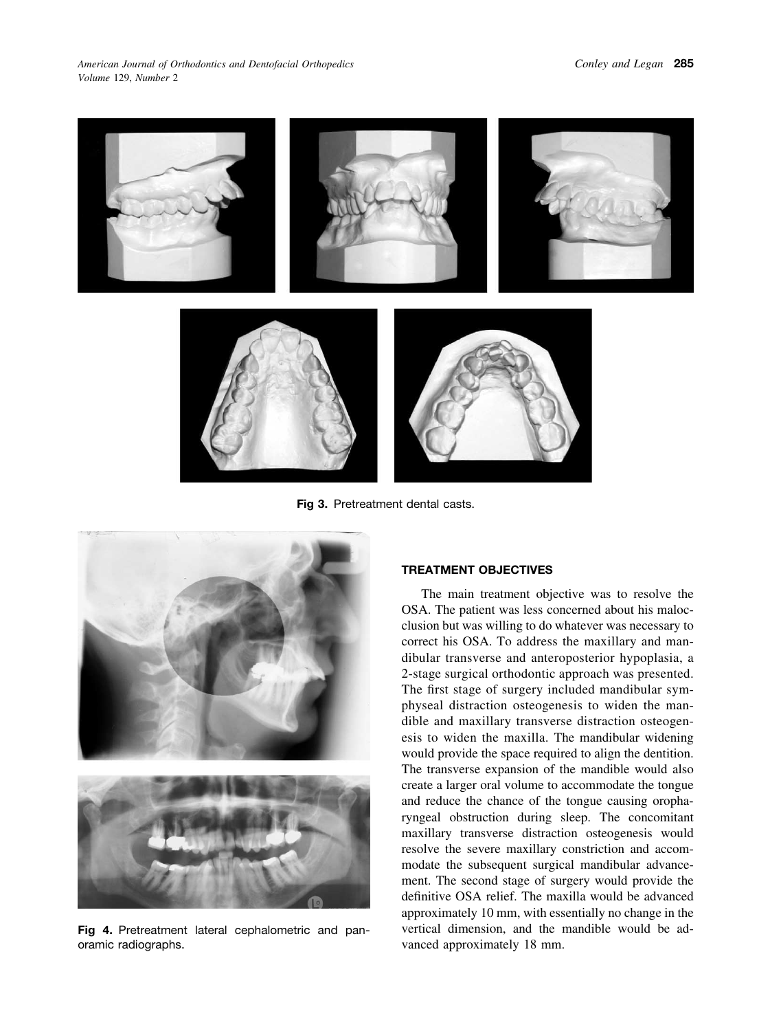Fig 3. Pretreatment dental casts.

Fig 4. Pretreatment lateral cephalometric and panoramic radiographs.

## TREATMENT OBJECTIVES

The main treatment objective was to resolve the OSA. The patient was less concerned about his malocclusion but was willing to do whatever was necessary to correct his OSA. To address the maxillary and mandibular transverse and anteroposterior hypoplasia, a 2-stage surgical orthodontic approach was presented. The first stage of surgery included mandibular symphyseal distraction osteogenesis to widen the mandible and maxillary transverse distraction osteogenesis to widen the maxilla. The mandibular widening would provide the space required to align the dentition. The transverse expansion of the mandible would also create a larger oral volume to accommodate the tongue and reduce the chance of the tongue causing oropharyngeal obstruction during sleep. The concomitant maxillary transverse distraction osteogenesis would resolve the severe maxillary constriction and accommodate the subsequent surgical mandibular advancement. The second stage of surgery would provide the definitive OSA relief. The maxilla would be advanced approximately 10 mm, with essentially no change in the vertical dimension, and the mandible would be advanced approximately 18 mm.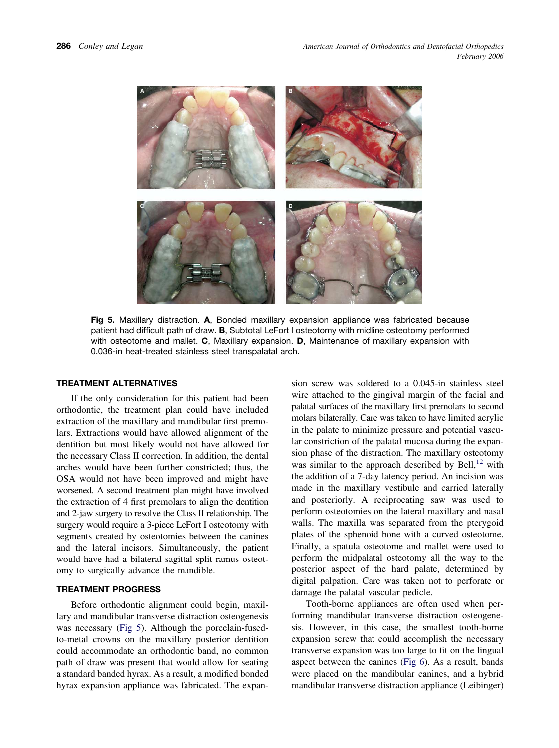**Fig 5.** Maxillary distraction. **A**, Bonded maxillary expansion appliance was fabricated because patient had difficult path of draw. **B**, Subtotal LeFort I osteotomy with midline osteotomy performed with osteotome and mallet. **C**, Maxillary expansion. **D**, Maintenance of maxillary expansion with 0.036-in heat-treated stainless steel transpalatal arch.

## TREATMENT ALTERNATIVES

If the only consideration for this patient had been orthodontic, the treatment plan could have included extraction of the maxillary and mandibular first premolars. Extractions would have allowed alignment of the dentition but most likely would not have allowed for the necessary Class II correction. In addition, the dental arches would have been further constricted; thus, the OSA would not have been improved and might have worsened. A second treatment plan might have involved the extraction of 4 first premolars to align the dentition and 2-jaw surgery to resolve the Class II relationship. The surgery would require a 3-piece LeFort I osteotomy with segments created by osteotomies between the canines and the lateral incisors. Simultaneously, the patient would have had a bilateral sagittal split ramus osteotomy to surgically advance the mandible.

## TREATMENT PROGRESS

Before orthodontic alignment could begin, maxillary and mandibular transverse distraction osteogenesis was necessary (Fig 5). Although the porcelain-fused-to-metal crowns on the maxillary posterior dentition could accommodate an orthodontic band, no common path of draw was present that would allow for seating a standard banded hyrax. As a result, a modified bonded hyrax expansion appliance was fabricated. The expansion screw was soldered to a 0.045-in stainless steel wire attached to the gingival margin of the facial and palatal surfaces of the maxillary first premolars to second molars bilaterally. Care was taken to have limited acrylic in the palate to minimize pressure and potential vascular constriction of the palatal mucosa during the expansion phase of the distraction. The maxillary osteotomy was similar to the approach described by Bell,[12] with the addition of a 7-day latency period. An incision was made in the maxillary vestibule and carried laterally and posteriorly. A reciprocating saw was used to perform osteotomies on the lateral maxillary and nasal walls. The maxilla was separated from the pterygoid plates of the sphenoid bone with a curved osteotome. Finally, a spatula osteotome and mallet were used to perform the midpalatal osteotomy all the way to the posterior aspect of the hard palate, determined by digital palpation. Care was taken not to perforate or damage the palatal vascular pedicle.

Tooth-borne appliances are often used when performing mandibular transverse distraction osteogenesis. However, in this case, the smallest tooth-borne expansion screw that could accomplish the necessary transverse expansion was too large to fit on the lingual aspect between the canines (Fig 6). As a result, bands were placed on the mandibular canines, and a hybrid mandibular transverse distraction appliance (Leibinger)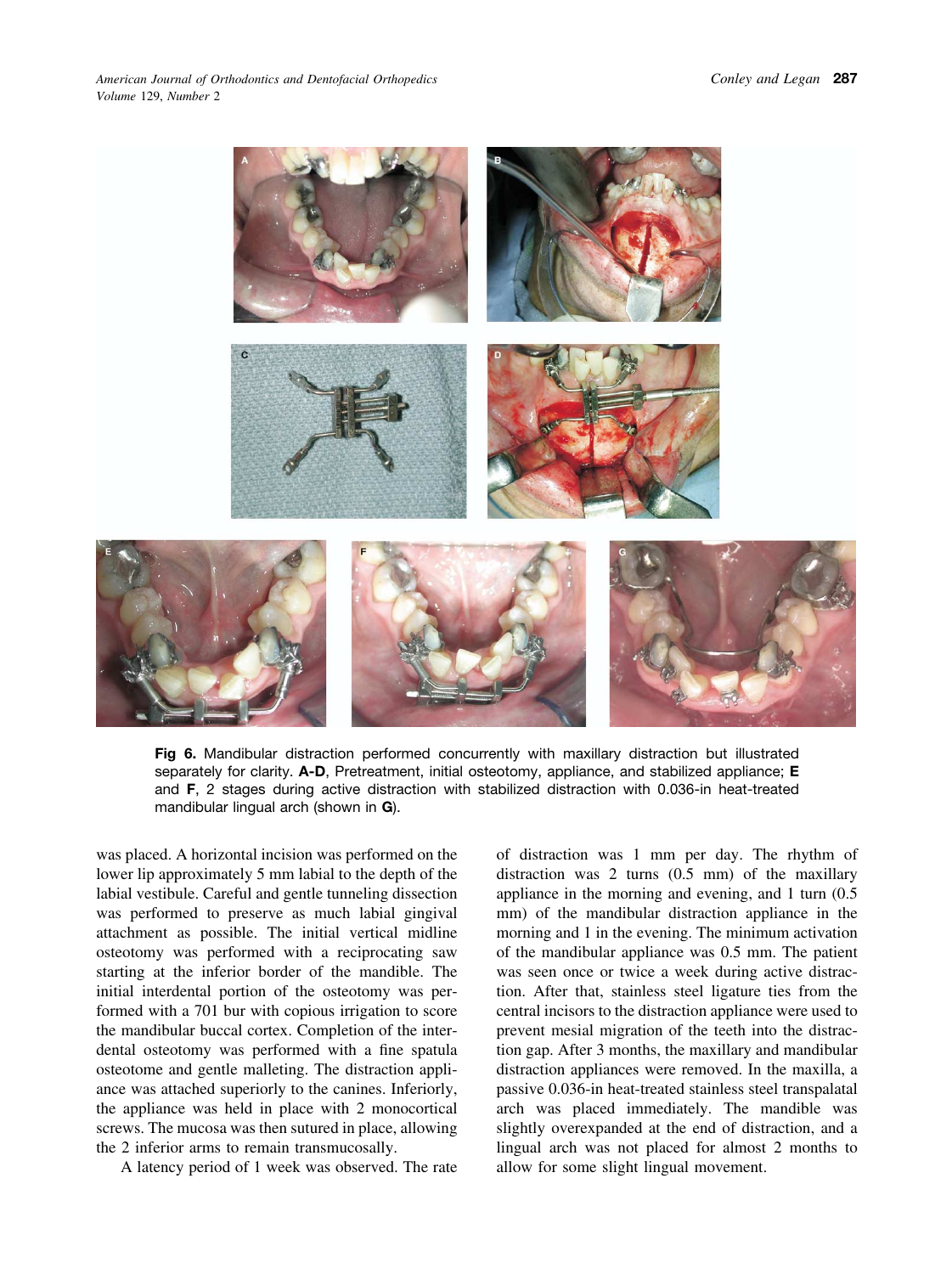**Fig 6.** Mandibular distraction performed concurrently with maxillary distraction but illustrated separately for clarity. **A-D**, Pretreatment, initial osteotomy, appliance, and stabilized appliance; **E** and **F**, 2 stages during active distraction with stabilized distraction with 0.036-in heat-treated mandibular lingual arch (shown in **G**).

was placed. A horizontal incision was performed on the lower lip approximately 5 mm labial to the depth of the labial vestibule. Careful and gentle tunneling dissection was performed to preserve as much labial gingival attachment as possible. The initial vertical midline osteotomy was performed with a reciprocating saw starting at the inferior border of the mandible. The initial interdental portion of the osteotomy was performed with a 701 bur with copious irrigation to score the mandibular buccal cortex. Completion of the interdental osteotomy was performed with a fine spatula osteotome and gentle malleting. The distraction appliance was attached superiorly to the canines. Inferiorly, the appliance was held in place with 2 monocortical screws. The mucosa was then sutured in place, allowing the 2 inferior arms to remain transmucosally.

A latency period of 1 week was observed. The rate of distraction was 1 mm per day. The rhythm of distraction was 2 turns (0.5 mm) of the maxillary appliance in the morning and evening, and 1 turn (0.5 mm) of the mandibular distraction appliance in the morning and 1 in the evening. The minimum activation of the mandibular appliance was 0.5 mm. The patient was seen once or twice a week during active distraction. After that, stainless steel ligature ties from the central incisors to the distraction appliance were used to prevent mesial migration of the teeth into the distraction gap. After 3 months, the maxillary and mandibular distraction appliances were removed. In the maxilla, a passive 0.036-in heat-treated stainless steel transpalatal arch was placed immediately. The mandible was slightly overexpanded at the end of distraction, and a lingual arch was not placed for almost 2 months to allow for some slight lingual movement.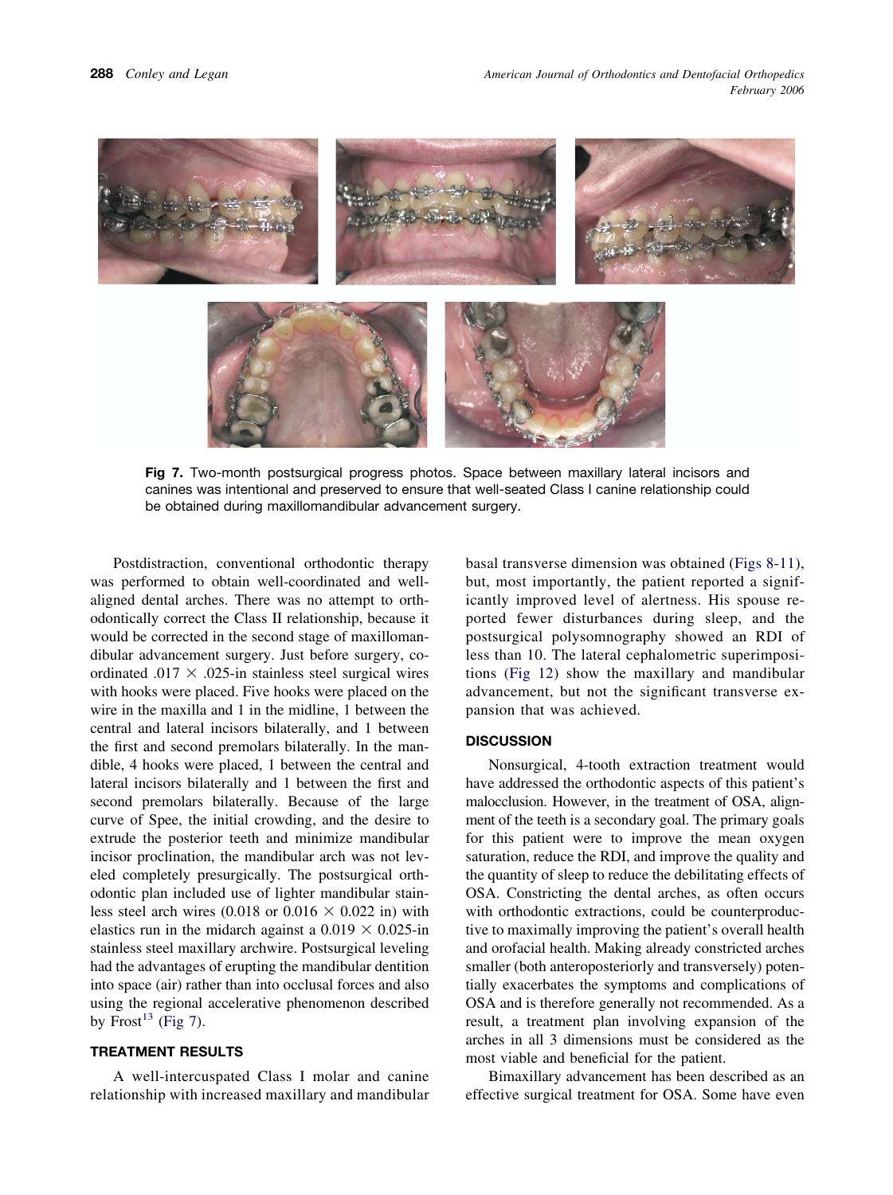**Fig 7.** Two-month postsurgical progress photos. Space between maxillary lateral incisors and canines was intentional and preserved to ensure that well-seated Class I canine relationship could be obtained during maxillomandibular advancement surgery.

Postdistraction, conventional orthodontic therapy was performed to obtain well-coordinated and well-aligned dental arches. There was no attempt to orthodontically correct the Class II relationship, because it would be corrected in the second stage of maxillomandibular advancement surgery. Just before surgery, coordinated .017 × .025-in stainless steel surgical wires with hooks were placed. Five hooks were placed on the wire in the maxilla and 1 in the midline, 1 between the central and lateral incisors bilaterally, and 1 between the first and second premolars bilaterally. In the mandible, 4 hooks were placed, 1 between the central and lateral incisors bilaterally and 1 between the first and second premolars bilaterally. Because of the large curve of Spee, the initial crowding, and the desire to extrude the posterior teeth and minimize mandibular incisor proclination, the mandibular arch was not leveled completely presurgically. The postsurgical orthodontic plan included use of lighter mandibular stainless steel arch wires (0.018 or 0.016 × 0.022 in) with elastics run in the midarch against a 0.019 × 0.025-in stainless steel maxillary archwire. Postsurgical leveling had the advantages of erupting the mandibular dentition into space (air) rather than into occlusal forces and also using the regional accelerative phenomenon described by Frost[13] (Fig 7).

## TREATMENT RESULTS

A well-intercuspated Class I molar and canine relationship with increased maxillary and mandibular basal transverse dimension was obtained (Figs 8-11), but, most importantly, the patient reported a significantly improved level of alertness. His spouse reported fewer disturbances during sleep, and the postsurgical polysomnography showed an RDI of less than 10. The lateral cephalometric superimpositions (Fig 12) show the maxillary and mandibular advancement, but not the significant transverse expansion that was achieved.

## DISCUSSION

Nonsurgical, 4-tooth extraction treatment would have addressed the orthodontic aspects of this patient's malocclusion. However, in the treatment of OSA, alignment of the teeth is a secondary goal. The primary goals for this patient were to improve the mean oxygen saturation, reduce the RDI, and improve the quality and the quantity of sleep to reduce the debilitating effects of OSA. Constricting the dental arches, as often occurs with orthodontic extractions, could be counterproductive to maximally improving the patient's overall health and orofacial health. Making already constricted arches smaller (both anteroposteriorly and transversely) potentially exacerbates the symptoms and complications of OSA and is therefore generally not recommended. As a result, a treatment plan involving expansion of the arches in all 3 dimensions must be considered as the most viable and beneficial for the patient.

Bimaxillary advancement has been described as an effective surgical treatment for OSA. Some have even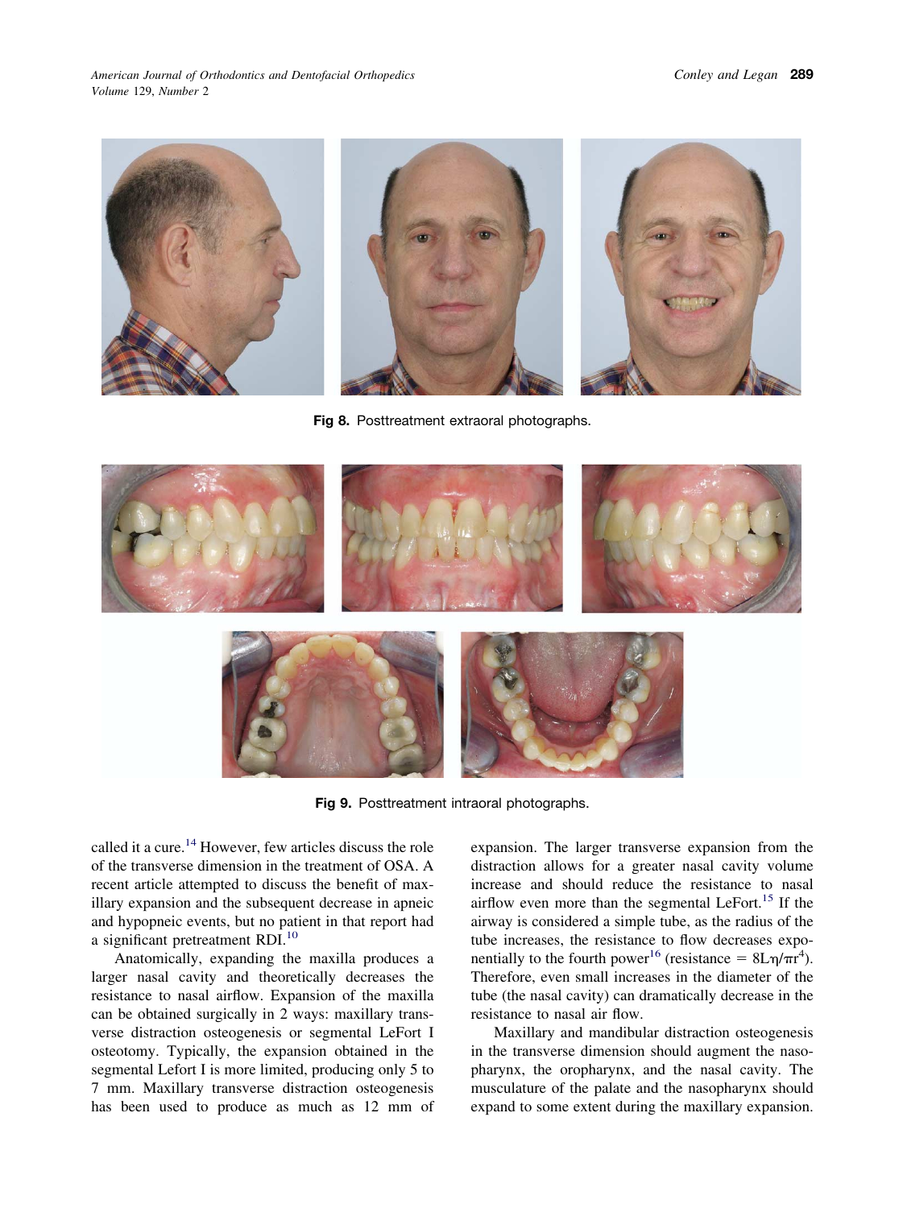Fig 8. Posttreatment extraoral photographs.

Fig 9. Posttreatment intraoral photographs.

called it a cure.[14] However, few articles discuss the role of the transverse dimension in the treatment of OSA. A recent article attempted to discuss the benefit of maxillary expansion and the subsequent decrease in apneic and hypopneic events, but no patient in that report had a significant pretreatment RDI.[10]

Anatomically, expanding the maxilla produces a larger nasal cavity and theoretically decreases the resistance to nasal airflow. Expansion of the maxilla can be obtained surgically in 2 ways: maxillary transverse distraction osteogenesis or segmental LeFort I osteotomy. Typically, the expansion obtained in the segmental Lefort I is more limited, producing only 5 to 7 mm. Maxillary transverse distraction osteogenesis has been used to produce as much as 12 mm of expansion. The larger transverse expansion from the distraction allows for a greater nasal cavity volume increase and should reduce the resistance to nasal airflow even more than the segmental LeFort.[15] If the airway is considered a simple tube, as the radius of the tube increases, the resistance to flow decreases exponentially to the fourth power[16] (resistance = $8L\eta/\pi r^4$). Therefore, even small increases in the diameter of the tube (the nasal cavity) can dramatically decrease in the resistance to nasal air flow.

Maxillary and mandibular distraction osteogenesis in the transverse dimension should augment the nasopharynx, the oropharynx, and the nasal cavity. The musculature of the palate and the nasopharynx should expand to some extent during the maxillary expansion.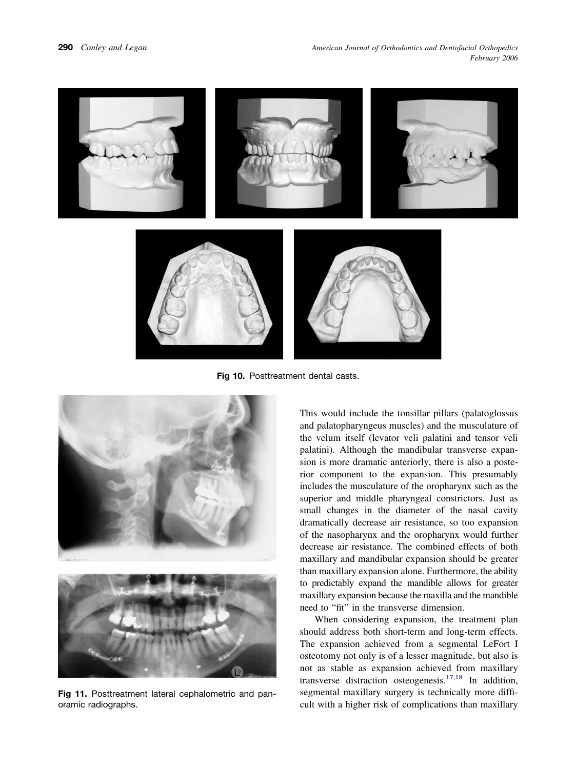Fig 10. Posttreatment dental casts.

Fig 11. Posttreatment lateral cephalometric and panoramic radiographs.

This would include the tonsillar pillars (palatoglossus and palatopharyngeus muscles) and the musculature of the velum itself (levator veli palatini and tensor veli palatini). Although the mandibular transverse expansion is more dramatic anteriorly, there is also a posterior component to the expansion. This presumably includes the musculature of the oropharynx such as the superior and middle pharyngeal constrictors. Just as small changes in the diameter of the nasal cavity dramatically decrease air resistance, so too expansion of the nasopharynx and the oropharynx would further decrease air resistance. The combined effects of both maxillary and mandibular expansion should be greater than maxillary expansion alone. Furthermore, the ability to predictably expand the mandible allows for greater maxillary expansion because the maxilla and the mandible need to "fit" in the transverse dimension.

When considering expansion, the treatment plan should address both short-term and long-term effects. The expansion achieved from a segmental LeFort I osteotomy not only is of a lesser magnitude, but also is not as stable as expansion achieved from maxillary transverse distraction osteogenesis.[17,18] In addition, segmental maxillary surgery is technically more difficult with a higher risk of complications than maxillary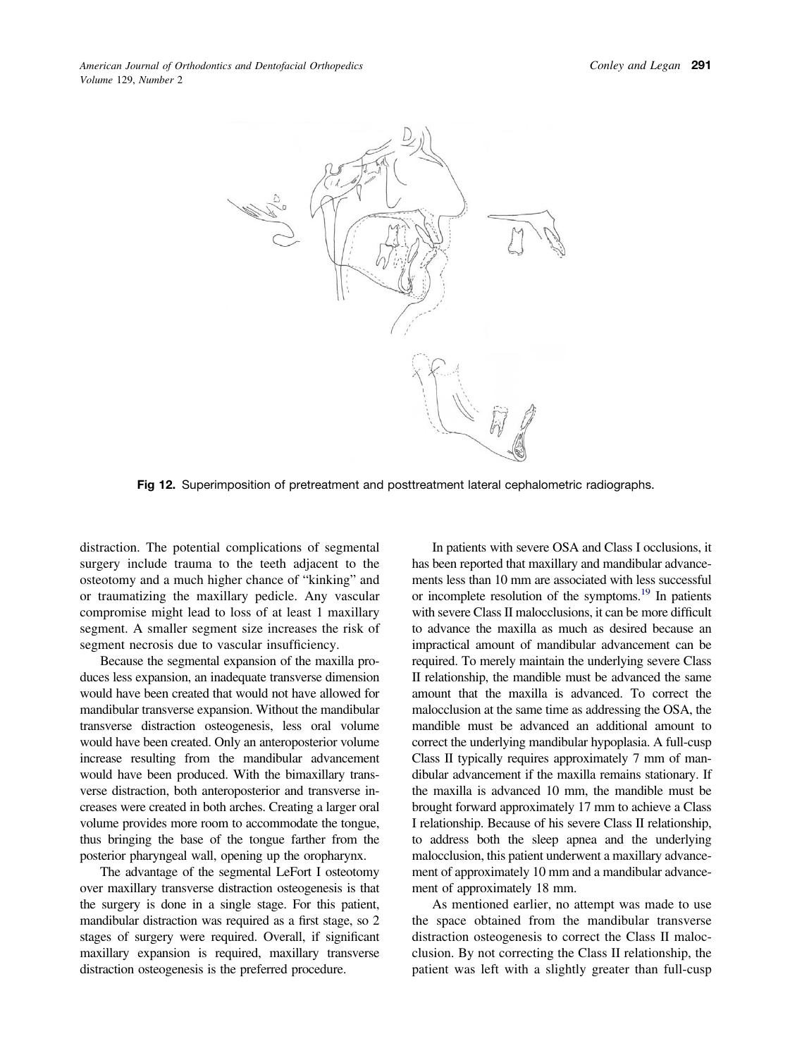Fig 12. Superimposition of pretreatment and posttreatment lateral cephalometric radiographs.

distraction. The potential complications of segmental surgery include trauma to the teeth adjacent to the osteotomy and a much higher chance of "kinking" and or traumatizing the maxillary pedicle. Any vascular compromise might lead to loss of at least 1 maxillary segment. A smaller segment size increases the risk of segment necrosis due to vascular insufficiency.

Because the segmental expansion of the maxilla produces less expansion, an inadequate transverse dimension would have been created that would not have allowed for mandibular transverse expansion. Without the mandibular transverse distraction osteogenesis, less oral volume would have been created. Only an anteroposterior volume increase resulting from the mandibular advancement would have been produced. With the bimaxillary transverse distraction, both anteroposterior and transverse increases were created in both arches. Creating a larger oral volume provides more room to accommodate the tongue, thus bringing the base of the tongue farther from the posterior pharyngeal wall, opening up the oropharynx.

The advantage of the segmental LeFort I osteotomy over maxillary transverse distraction osteogenesis is that the surgery is done in a single stage. For this patient, mandibular distraction was required as a first stage, so 2 stages of surgery were required. Overall, if significant maxillary expansion is required, maxillary transverse distraction osteogenesis is the preferred procedure.

In patients with severe OSA and Class I occlusions, it has been reported that maxillary and mandibular advancements less than 10 mm are associated with less successful or incomplete resolution of the symptoms.[19] In patients with severe Class II malocclusions, it can be more difficult to advance the maxilla as much as desired because an impractical amount of mandibular advancement can be required. To merely maintain the underlying severe Class II relationship, the mandible must be advanced the same amount that the maxilla is advanced. To correct the malocclusion at the same time as addressing the OSA, the mandible must be advanced an additional amount to correct the underlying mandibular hypoplasia. A full-cusp Class II typically requires approximately 7 mm of mandibular advancement if the maxilla remains stationary. If the maxilla is advanced 10 mm, the mandible must be brought forward approximately 17 mm to achieve a Class I relationship. Because of his severe Class II relationship, to address both the sleep apnea and the underlying malocclusion, this patient underwent a maxillary advancement of approximately 10 mm and a mandibular advancement of approximately 18 mm.

As mentioned earlier, no attempt was made to use the space obtained from the mandibular transverse distraction osteogenesis to correct the Class II malocclusion. By not correcting the Class II relationship, the patient was left with a slightly greater than full-cusp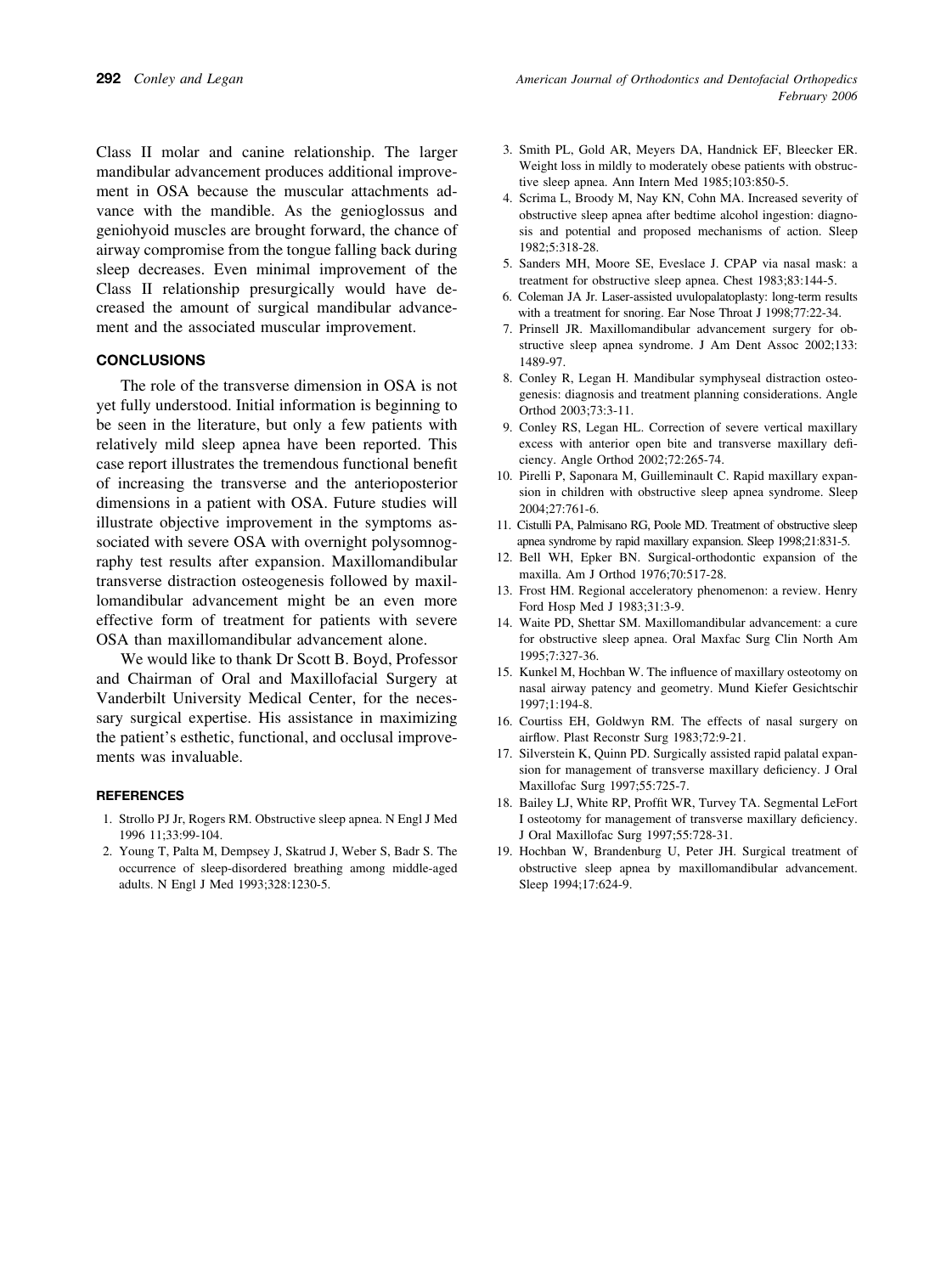Class II molar and canine relationship. The larger mandibular advancement produces additional improvement in OSA because the muscular attachments advance with the mandible. As the genioglossus and geniohyoid muscles are brought forward, the chance of airway compromise from the tongue falling back during sleep decreases. Even minimal improvement of the Class II relationship presurgically would have decreased the amount of surgical mandibular advancement and the associated muscular improvement.

## CONCLUSIONS

The role of the transverse dimension in OSA is not yet fully understood. Initial information is beginning to be seen in the literature, but only a few patients with relatively mild sleep apnea have been reported. This case report illustrates the tremendous functional benefit of increasing the transverse and the anterioposterior dimensions in a patient with OSA. Future studies will illustrate objective improvement in the symptoms associated with severe OSA with overnight polysomnography test results after expansion. Maxillomandibular transverse distraction osteogenesis followed by maxillomandibular advancement might be an even more effective form of treatment for patients with severe OSA than maxillomandibular advancement alone.

We would like to thank Dr Scott B. Boyd, Professor and Chairman of Oral and Maxillofacial Surgery at Vanderbilt University Medical Center, for the necessary surgical expertise. His assistance in maximizing the patient's esthetic, functional, and occlusal improvements was invaluable.

## REFERENCES

1. Strollo PJ Jr, Rogers RM. Obstructive sleep apnea. N Engl J Med 1996 11;33:99-104.
2. Young T, Palta M, Dempsey J, Skatrud J, Weber S, Badr S. The occurrence of sleep-disordered breathing among middle-aged adults. N Engl J Med 1993;328:1230-5.
3. Smith PL, Gold AR, Meyers DA, Handnick EF, Bleecker ER. Weight loss in mildly to moderately obese patients with obstructive sleep apnea. Ann Intern Med 1985;103:850-5.
4. Scrima L, Broody M, Nay KN, Cohn MA. Increased severity of obstructive sleep apnea after bedtime alcohol ingestion: diagnosis and potential and proposed mechanisms of action. Sleep 1982;5:318-28.
5. Sanders MH, Moore SE, Eveslace J. CPAP via nasal mask: a treatment for obstructive sleep apnea. Chest 1983;83:144-5.
6. Coleman JA Jr. Laser-assisted uvulopalatoplasty: long-term results with a treatment for snoring. Ear Nose Throat J 1998;77:22-34.
7. Prinsell JR. Maxillomandibular advancement surgery for obstructive sleep apnea syndrome. J Am Dent Assoc 2002;133:1489-97.
8. Conley R, Legan H. Mandibular symphyseal distraction osteogenesis: diagnosis and treatment planning considerations. Angle Orthod 2003;73:3-11.
9. Conley RS, Legan HL. Correction of severe vertical maxillary excess with anterior open bite and transverse maxillary deficiency. Angle Orthod 2002;72:265-74.
10. Pirelli P, Saponara M, Guilleminault C. Rapid maxillary expansion in children with obstructive sleep apnea syndrome. Sleep 2004;27:761-6.
11. Cistulli PA, Palmisano RG, Poole MD. Treatment of obstructive sleep apnea syndrome by rapid maxillary expansion. Sleep 1998;21:831-5.
12. Bell WH, Epker BN. Surgical-orthodontic expansion of the maxilla. Am J Orthod 1976;70:517-28.
13. Frost HM. Regional acceleratory phenomenon: a review. Henry Ford Hosp Med J 1983;31:3-9.
14. Waite PD, Shettar SM. Maxillomandibular advancement: a cure for obstructive sleep apnea. Oral Maxfac Surg Clin North Am 1995;7:327-36.
15. Kunkel M, Hochban W. The influence of maxillary osteotomy on nasal airway patency and geometry. Mund Kiefer Gesichtschir 1997;1:194-8.
16. Courtiss EH, Goldwyn RM. The effects of nasal surgery on airflow. Plast Reconstr Surg 1983;72:9-21.
17. Silverstein K, Quinn PD. Surgically assisted rapid palatal expansion for management of transverse maxillary deficiency. J Oral Maxillofac Surg 1997;55:725-7.
18. Bailey LJ, White RP, Proffit WR, Turvey TA. Segmental LeFort I osteotomy for management of transverse maxillary deficiency. J Oral Maxillofac Surg 1997;55:728-31.
19. Hochban W, Brandenburg U, Peter JH. Surgical treatment of obstructive sleep apnea by maxillomandibular advancement. Sleep 1994;17:624-9.